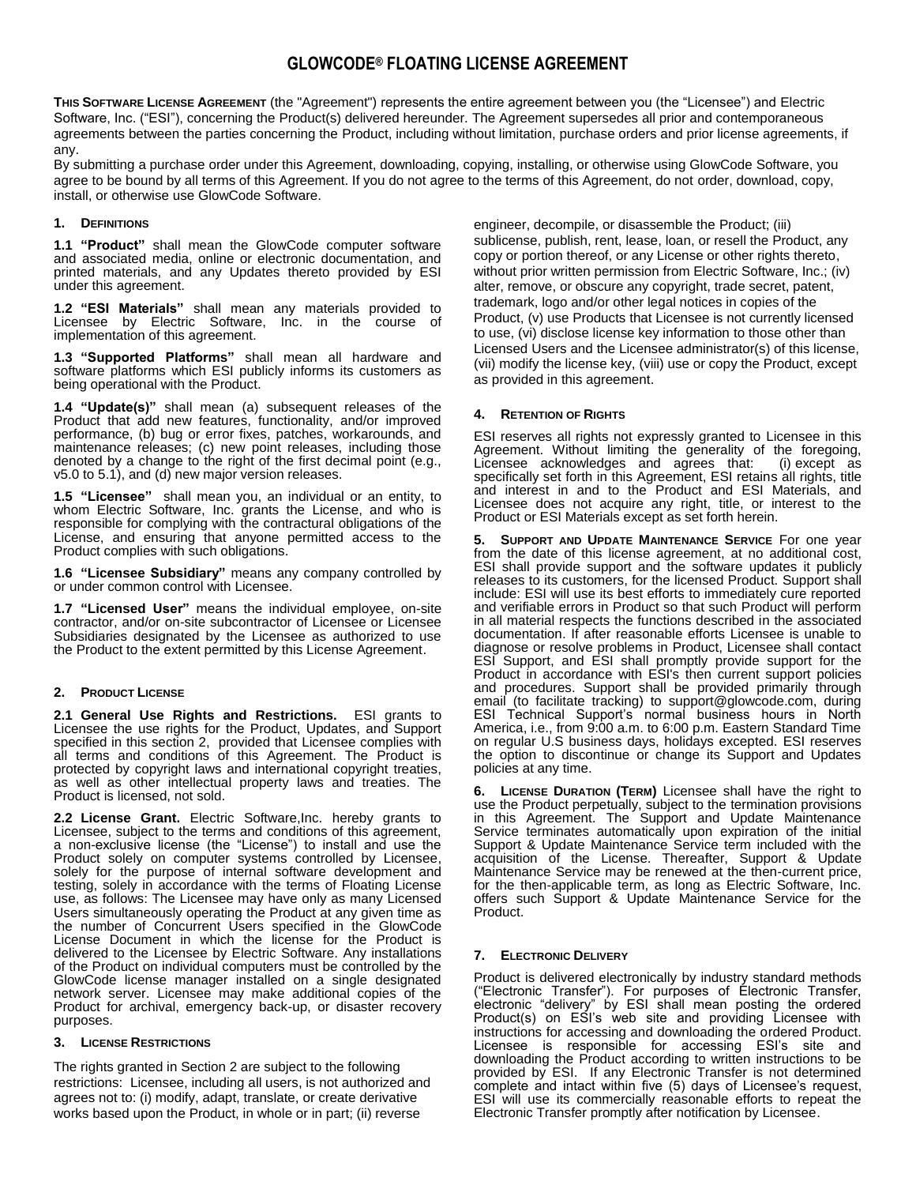# GLOWCODE® FLOATING LICENSE AGREEMENT

**THIS SOFTWARE LICENSE AGREEMENT** (the "Agreement") represents the entire agreement between you (the "Licensee") and Electric Software, Inc. ("ESI"), concerning the Product(s) delivered hereunder. The Agreement supersedes all prior and contemporaneous agreements between the parties concerning the Product, including without limitation, purchase orders and prior license agreements, if any.

By submitting a purchase order under this Agreement, downloading, copying, installing, or otherwise using GlowCode Software, you agree to be bound by all terms of this Agreement. If you do not agree to the terms of this Agreement, do not order, download, copy, install, or otherwise use GlowCode Software.

## 1. DEFINITIONS

**1.1 "Product"** shall mean the GlowCode computer software and associated media, online or electronic documentation, and printed materials, and any Updates thereto provided by ESI under this agreement.

**1.2 "ESI Materials"** shall mean any materials provided to Licensee by Electric Software, Inc. in the course of implementation of this agreement.

**1.3 "Supported Platforms"** shall mean all hardware and software platforms which ESI publicly informs its customers as being operational with the Product.

**1.4 "Update(s)"** shall mean (a) subsequent releases of the Product that add new features, functionality, and/or improved performance, (b) bug or error fixes, patches, workarounds, and maintenance releases; (c) new point releases, including those denoted by a change to the right of the first decimal point (e.g., v5.0 to 5.1), and (d) new major version releases.

**1.5 "Licensee"** shall mean you, an individual or an entity, to whom Electric Software, Inc. grants the License, and who is responsible for complying with the contractural obligations of the License, and ensuring that anyone permitted access to the Product complies with such obligations.

**1.6 "Licensee Subsidiary"** means any company controlled by or under common control with Licensee.

**1.7 "Licensed User"** means the individual employee, on-site contractor, and/or on-site subcontractor of Licensee or Licensee Subsidiaries designated by the Licensee as authorized to use the Product to the extent permitted by this License Agreement.

## 2. PRODUCT LICENSE

**2.1 General Use Rights and Restrictions.** ESI grants to Licensee the use rights for the Product, Updates, and Support specified in this section 2, provided that Licensee complies with all terms and conditions of this Agreement. The Product is protected by copyright laws and international copyright treaties, as well as other intellectual property laws and treaties. The Product is licensed, not sold.

**2.2 License Grant.** Electric Software,Inc. hereby grants to Licensee, subject to the terms and conditions of this agreement, a non-exclusive license (the "License") to install and use the Product solely on computer systems controlled by Licensee, solely for the purpose of internal software development and testing, solely in accordance with the terms of Floating License use, as follows: The Licensee may have only as many Licensed Users simultaneously operating the Product at any given time as the number of Concurrent Users specified in the GlowCode License Document in which the license for the Product is delivered to the Licensee by Electric Software. Any installations of the Product on individual computers must be controlled by the GlowCode license manager installed on a single designated network server. Licensee may make additional copies of the Product for archival, emergency back-up, or disaster recovery purposes.

## 3. LICENSE RESTRICTIONS

The rights granted in Section 2 are subject to the following restrictions: Licensee, including all users, is not authorized and agrees not to: (i) modify, adapt, translate, or create derivative works based upon the Product, in whole or in part; (ii) reverse engineer, decompile, or disassemble the Product; (iii) sublicense, publish, rent, lease, loan, or resell the Product, any copy or portion thereof, or any License or other rights thereto, without prior written permission from Electric Software, Inc.; (iv) alter, remove, or obscure any copyright, trade secret, patent, trademark, logo and/or other legal notices in copies of the Product, (v) use Products that Licensee is not currently licensed to use, (vi) disclose license key information to those other than Licensed Users and the Licensee administrator(s) of this license, (vii) modify the license key, (viii) use or copy the Product, except as provided in this agreement.

## 4. RETENTION OF RIGHTS

ESI reserves all rights not expressly granted to Licensee in this Agreement. Without limiting the generality of the foregoing, Licensee acknowledges and agrees that: (i) except as specifically set forth in this Agreement, ESI retains all rights, title and interest in and to the Product and ESI Materials, and Licensee does not acquire any right, title, or interest to the Product or ESI Materials except as set forth herein.

**5. SUPPORT AND UPDATE MAINTENANCE SERVICE** For one year from the date of this license agreement, at no additional cost, ESI shall provide support and the software updates it publicly releases to its customers, for the licensed Product. Support shall include: ESI will use its best efforts to immediately cure reported and verifiable errors in Product so that such Product will perform in all material respects the functions described in the associated documentation. If after reasonable efforts Licensee is unable to diagnose or resolve problems in Product, Licensee shall contact ESI Support, and ESI shall promptly provide support for the Product in accordance with ESI's then current support policies and procedures. Support shall be provided primarily through email (to facilitate tracking) to support@glowcode.com, during ESI Technical Support's normal business hours in North America, i.e., from 9:00 a.m. to 6:00 p.m. Eastern Standard Time on regular U.S business days, holidays excepted. ESI reserves the option to discontinue or change its Support and Updates policies at any time.

**6. LICENSE DURATION (TERM)** Licensee shall have the right to use the Product perpetually, subject to the termination provisions in this Agreement. The Support and Update Maintenance Service terminates automatically upon expiration of the initial Support & Update Maintenance Service term included with the acquisition of the License. Thereafter, Support & Update Maintenance Service may be renewed at the then-current price, for the then-applicable term, as long as Electric Software, Inc. offers such Support & Update Maintenance Service for the Product.

## 7. ELECTRONIC DELIVERY

Product is delivered electronically by industry standard methods ("Electronic Transfer"). For purposes of Electronic Transfer, electronic "delivery" by ESI shall mean posting the ordered Product(s) on ESI's web site and providing Licensee with instructions for accessing and downloading the ordered Product. Licensee is responsible for accessing ESI's site and downloading the Product according to written instructions to be provided by ESI. If any Electronic Transfer is not determined complete and intact within five (5) days of Licensee's request, ESI will use its commercially reasonable efforts to repeat the Electronic Transfer promptly after notification by Licensee.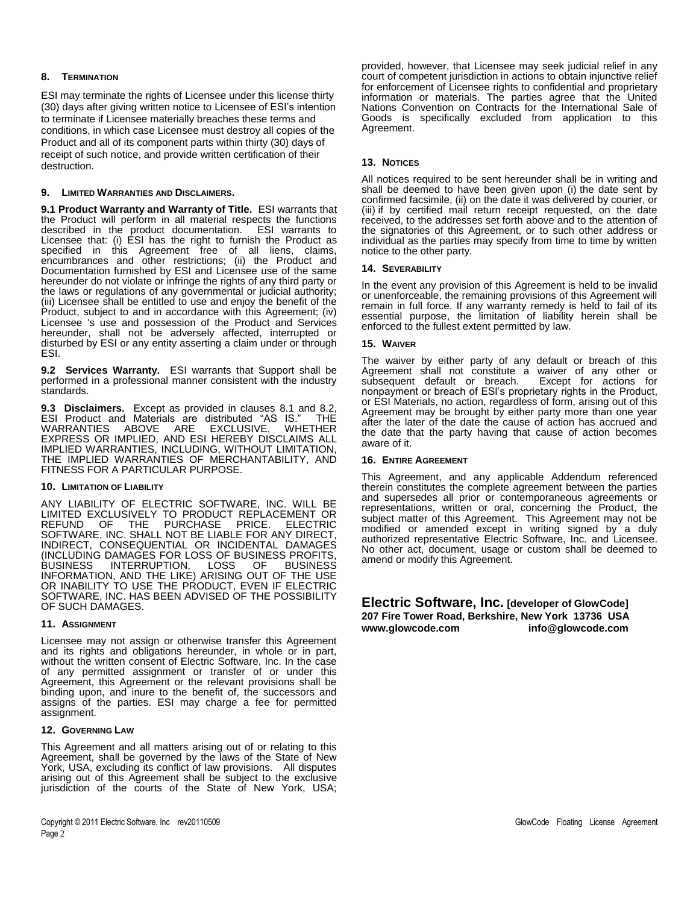## 8. Termination

ESI may terminate the rights of Licensee under this license thirty (30) days after giving written notice to Licensee of ESI's intention to terminate if Licensee materially breaches these terms and conditions, in which case Licensee must destroy all copies of the Product and all of its component parts within thirty (30) days of receipt of such notice, and provide written certification of their destruction.

## 9. Limited Warranties and Disclaimers.

**9.1 Product Warranty and Warranty of Title.** ESI warrants that the Product will perform in all material respects the functions described in the product documentation. ESI warrants to Licensee that: (i) ESI has the right to furnish the Product as specified in this Agreement free of all liens, claims, encumbrances and other restrictions; (ii) the Product and Documentation furnished by ESI and Licensee use of the same hereunder do not violate or infringe the rights of any third party or the laws or regulations of any governmental or judicial authority; (iii) Licensee shall be entitled to use and enjoy the benefit of the Product, subject to and in accordance with this Agreement; (iv) Licensee 's use and possession of the Product and Services hereunder, shall not be adversely affected, interrupted or disturbed by ESI or any entity asserting a claim under or through ESI.

**9.2 Services Warranty.** ESI warrants that Support shall be performed in a professional manner consistent with the industry standards.

**9.3 Disclaimers.** Except as provided in clauses 8.1 and 8.2, ESI Product and Materials are distributed "AS IS." THE WARRANTIES ABOVE ARE EXCLUSIVE, WHETHER EXPRESS OR IMPLIED, AND ESI HEREBY DISCLAIMS ALL IMPLIED WARRANTIES, INCLUDING, WITHOUT LIMITATION, THE IMPLIED WARRANTIES OF MERCHANTABILITY, AND FITNESS FOR A PARTICULAR PURPOSE.

## 10. Limitation of Liability

ANY LIABILITY OF ELECTRIC SOFTWARE, INC. WILL BE LIMITED EXCLUSIVELY TO PRODUCT REPLACEMENT OR REFUND OF THE PURCHASE PRICE. ELECTRIC SOFTWARE, INC. SHALL NOT BE LIABLE FOR ANY DIRECT, INDIRECT, CONSEQUENTIAL OR INCIDENTAL DAMAGES (INCLUDING DAMAGES FOR LOSS OF BUSINESS PROFITS, BUSINESS INTERRUPTION, LOSS OF BUSINESS INFORMATION, AND THE LIKE) ARISING OUT OF THE USE OR INABILITY TO USE THE PRODUCT, EVEN IF ELECTRIC SOFTWARE, INC. HAS BEEN ADVISED OF THE POSSIBILITY OF SUCH DAMAGES.

## 11. Assignment

Licensee may not assign or otherwise transfer this Agreement and its rights and obligations hereunder, in whole or in part, without the written consent of Electric Software, Inc. In the case of any permitted assignment or transfer of or under this Agreement, this Agreement or the relevant provisions shall be binding upon, and inure to the benefit of, the successors and assigns of the parties. ESI may charge a fee for permitted assignment.

## 12. Governing Law

This Agreement and all matters arising out of or relating to this Agreement, shall be governed by the laws of the State of New York, USA, excluding its conflict of law provisions. All disputes arising out of this Agreement shall be subject to the exclusive jurisdiction of the courts of the State of New York, USA; provided, however, that Licensee may seek judicial relief in any court of competent jurisdiction in actions to obtain injunctive relief for enforcement of Licensee rights to confidential and proprietary information or materials. The parties agree that the United Nations Convention on Contracts for the International Sale of Goods is specifically excluded from application to this Agreement.

## 13. Notices

All notices required to be sent hereunder shall be in writing and shall be deemed to have been given upon (i) the date sent by confirmed facsimile, (ii) on the date it was delivered by courier, or (iii) if by certified mail return receipt requested, on the date received, to the addresses set forth above and to the attention of the signatories of this Agreement, or to such other address or individual as the parties may specify from time to time by written notice to the other party.

## 14. Severability

In the event any provision of this Agreement is held to be invalid or unenforceable, the remaining provisions of this Agreement will remain in full force. If any warranty remedy is held to fail of its essential purpose, the limitation of liability herein shall be enforced to the fullest extent permitted by law.

## 15. Waiver

The waiver by either party of any default or breach of this Agreement shall not constitute a waiver of any other or subsequent default or breach. Except for actions for nonpayment or breach of ESI's proprietary rights in the Product, or ESI Materials, no action, regardless of form, arising out of this Agreement may be brought by either party more than one year after the later of the date the cause of action has accrued and the date that the party having that cause of action becomes aware of it.

## 16. Entire Agreement

This Agreement, and any applicable Addendum referenced therein constitutes the complete agreement between the parties and supersedes all prior or contemporaneous agreements or representations, written or oral, concerning the Product, the subject matter of this Agreement. This Agreement may not be modified or amended except in writing signed by a duly authorized representative Electric Software, Inc. and Licensee. No other act, document, usage or custom shall be deemed to amend or modify this Agreement.

**Electric Software, Inc. [developer of GlowCode]**
**207 Fire Tower Road, Berkshire, New York 13736 USA**
**www.glowcode.com info@glowcode.com**